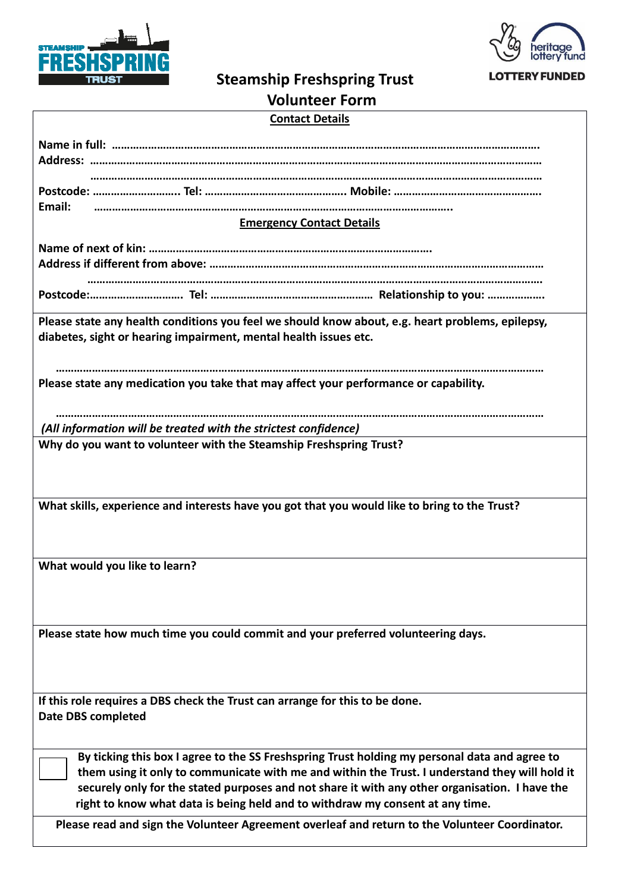# Steamship Freshspring Trust

## Volunteer Form

**Contact Details**

**Name in full:** ……………………………………………………………………………………………………………………….
**Address:** ………………………………………………………………………………………………………………………………

………………………………………………………………………………………………………………………………

**Postcode:** ……………………….. **Tel:** ………………………………………. **Mobile:** ………………………………………….
**Email:** ……………………………………………………………………………………………………..

**Emergency Contact Details**

**Name of next of kin:** ……………………………………………………………………………….
**Address if different from above:** ……………………………………………………………………………………………………

………………………………………………………………………………………………………………………………

**Postcode:**…………………………. **Tel:** ……………………………………………… **Relationship to you:** ……………….

**Please state any health conditions you feel we should know about, e.g. heart problems, epilepsy, diabetes, sight or hearing impairment, mental health issues etc.**

………………………………………………………………………………………………………………………………

**Please state any medication you take that may affect your performance or capability.**

………………………………………………………………………………………………………………………………

***(All information will be treated with the strictest confidence)***

**Why do you want to volunteer with the Steamship Freshspring Trust?**

**What skills, experience and interests have you got that you would like to bring to the Trust?**

**What would you like to learn?**

**Please state how much time you could commit and your preferred volunteering days.**

**If this role requires a DBS check the Trust can arrange for this to be done.**
**Date DBS completed**

☐ **By ticking this box I agree to the SS Freshspring Trust holding my personal data and agree to them using it only to communicate with me and within the Trust. I understand they will hold it securely only for the stated purposes and not share it with any other organisation. I have the right to know what data is being held and to withdraw my consent at any time.**

**Please read and sign the Volunteer Agreement overleaf and return to the Volunteer Coordinator.**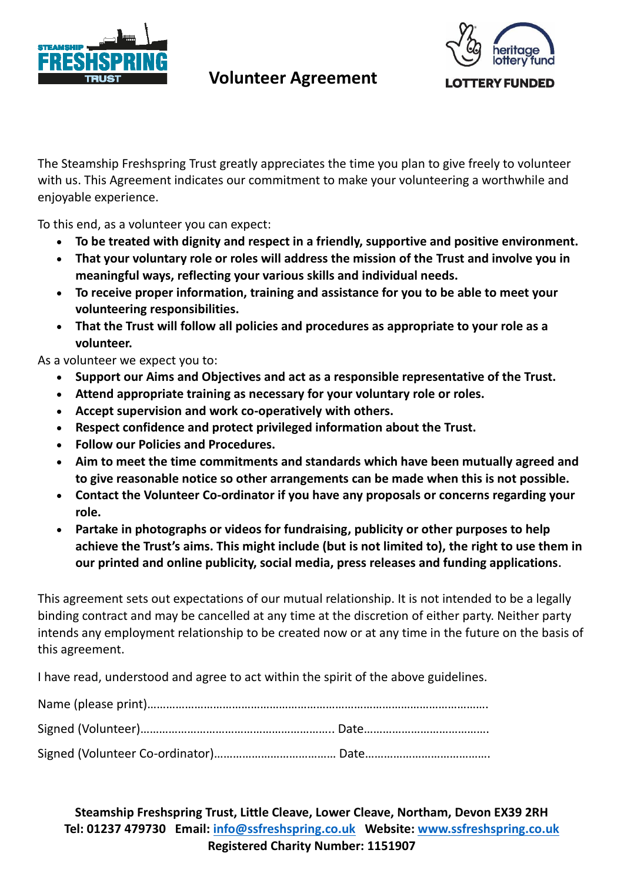# Volunteer Agreement

The Steamship Freshspring Trust greatly appreciates the time you plan to give freely to volunteer with us. This Agreement indicates our commitment to make your volunteering a worthwhile and enjoyable experience.

To this end, as a volunteer you can expect:

- **To be treated with dignity and respect in a friendly, supportive and positive environment.**
- **That your voluntary role or roles will address the mission of the Trust and involve you in meaningful ways, reflecting your various skills and individual needs.**
- **To receive proper information, training and assistance for you to be able to meet your volunteering responsibilities.**
- **That the Trust will follow all policies and procedures as appropriate to your role as a volunteer.**

As a volunteer we expect you to:

- **Support our Aims and Objectives and act as a responsible representative of the Trust.**
- **Attend appropriate training as necessary for your voluntary role or roles.**
- **Accept supervision and work co-operatively with others.**
- **Respect confidence and protect privileged information about the Trust.**
- **Follow our Policies and Procedures.**
- **Aim to meet the time commitments and standards which have been mutually agreed and to give reasonable notice so other arrangements can be made when this is not possible.**
- **Contact the Volunteer Co-ordinator if you have any proposals or concerns regarding your role.**
- **Partake in photographs or videos for fundraising, publicity or other purposes to help achieve the Trust's aims. This might include (but is not limited to), the right to use them in our printed and online publicity, social media, press releases and funding applications**.

This agreement sets out expectations of our mutual relationship. It is not intended to be a legally binding contract and may be cancelled at any time at the discretion of either party. Neither party intends any employment relationship to be created now or at any time in the future on the basis of this agreement.

I have read, understood and agree to act within the spirit of the above guidelines.

Name (please print)……………………………………………………………………………………………….

Signed (Volunteer)………………………………………………….. Date………………………………….

Signed (Volunteer Co-ordinator)………………………………… Date………………………………….

**Steamship Freshspring Trust, Little Cleave, Lower Cleave, Northam, Devon EX39 2RH**
**Tel: 01237 479730 Email: info@ssfreshspring.co.uk Website: www.ssfreshspring.co.uk**
**Registered Charity Number: 1151907**